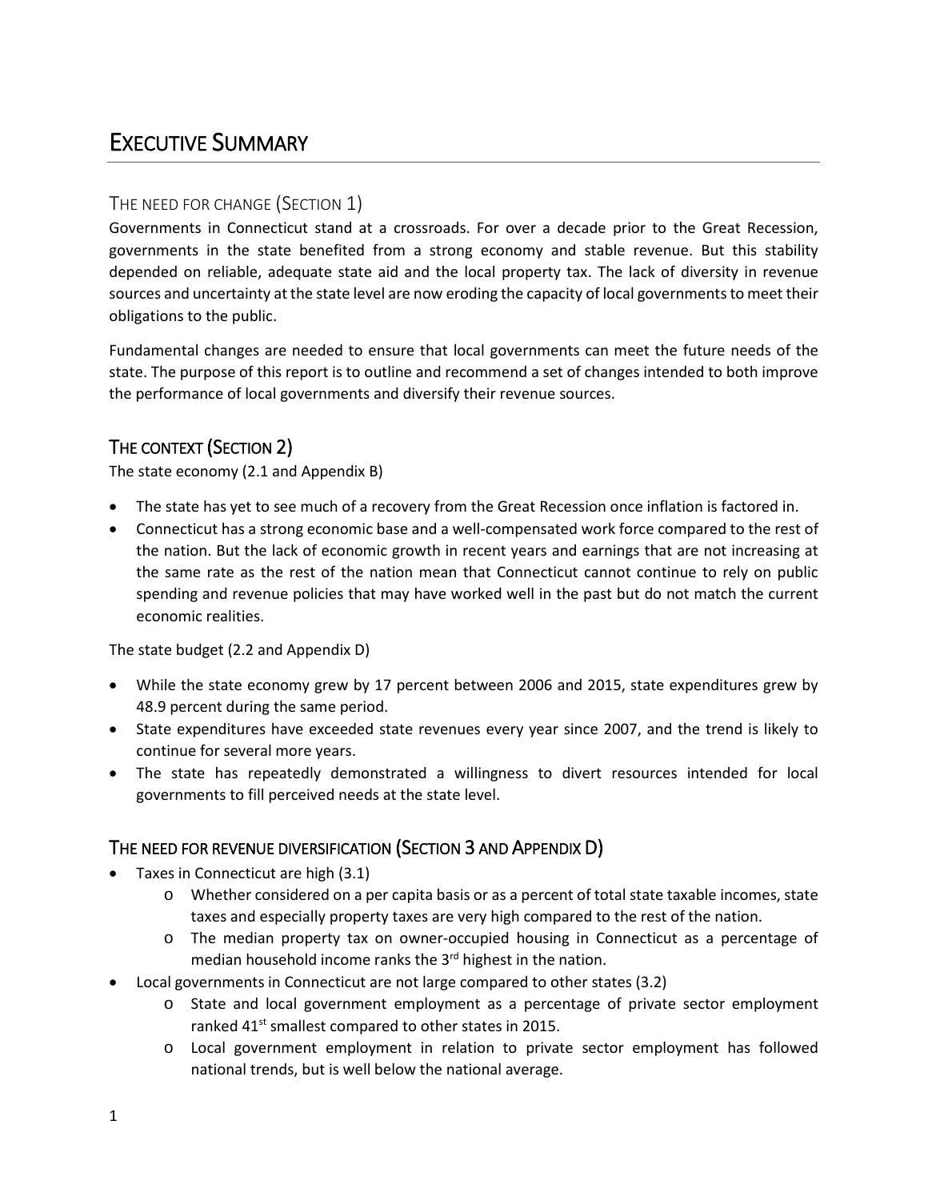# Executive Summary

## The need for change (Section 1)

Governments in Connecticut stand at a crossroads. For over a decade prior to the Great Recession, governments in the state benefited from a strong economy and stable revenue. But this stability depended on reliable, adequate state aid and the local property tax. The lack of diversity in revenue sources and uncertainty at the state level are now eroding the capacity of local governments to meet their obligations to the public.

Fundamental changes are needed to ensure that local governments can meet the future needs of the state. The purpose of this report is to outline and recommend a set of changes intended to both improve the performance of local governments and diversify their revenue sources.

## The context (Section 2)

The state economy (2.1 and Appendix B)

- The state has yet to see much of a recovery from the Great Recession once inflation is factored in.
- Connecticut has a strong economic base and a well-compensated work force compared to the rest of the nation. But the lack of economic growth in recent years and earnings that are not increasing at the same rate as the rest of the nation mean that Connecticut cannot continue to rely on public spending and revenue policies that may have worked well in the past but do not match the current economic realities.

The state budget (2.2 and Appendix D)

- While the state economy grew by 17 percent between 2006 and 2015, state expenditures grew by 48.9 percent during the same period.
- State expenditures have exceeded state revenues every year since 2007, and the trend is likely to continue for several more years.
- The state has repeatedly demonstrated a willingness to divert resources intended for local governments to fill perceived needs at the state level.

## The need for revenue diversification (Section 3 and Appendix D)

- Taxes in Connecticut are high (3.1)
  - Whether considered on a per capita basis or as a percent of total state taxable incomes, state taxes and especially property taxes are very high compared to the rest of the nation.
  - The median property tax on owner-occupied housing in Connecticut as a percentage of median household income ranks the 3rd highest in the nation.
- Local governments in Connecticut are not large compared to other states (3.2)
  - State and local government employment as a percentage of private sector employment ranked 41st smallest compared to other states in 2015.
  - Local government employment in relation to private sector employment has followed national trends, but is well below the national average.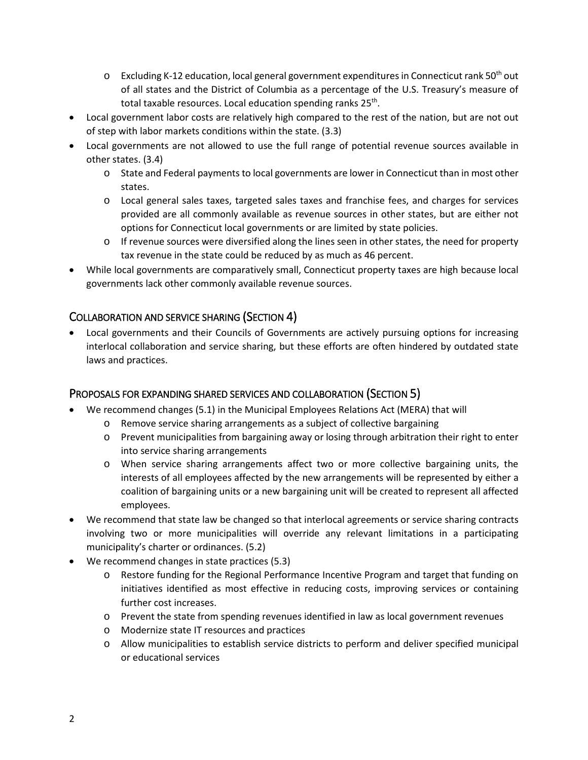- Excluding K-12 education, local general government expenditures in Connecticut rank 50th out of all states and the District of Columbia as a percentage of the U.S. Treasury's measure of total taxable resources. Local education spending ranks 25th.
- Local government labor costs are relatively high compared to the rest of the nation, but are not out of step with labor markets conditions within the state. (3.3)
- Local governments are not allowed to use the full range of potential revenue sources available in other states. (3.4)
   - State and Federal payments to local governments are lower in Connecticut than in most other states.
   - Local general sales taxes, targeted sales taxes and franchise fees, and charges for services provided are all commonly available as revenue sources in other states, but are either not options for Connecticut local governments or are limited by state policies.
   - If revenue sources were diversified along the lines seen in other states, the need for property tax revenue in the state could be reduced by as much as 46 percent.
- While local governments are comparatively small, Connecticut property taxes are high because local governments lack other commonly available revenue sources.

## Collaboration and service sharing (Section 4)

- Local governments and their Councils of Governments are actively pursuing options for increasing interlocal collaboration and service sharing, but these efforts are often hindered by outdated state laws and practices.

## Proposals for expanding shared services and collaboration (Section 5)

- We recommend changes (5.1) in the Municipal Employees Relations Act (MERA) that will
   - Remove service sharing arrangements as a subject of collective bargaining
   - Prevent municipalities from bargaining away or losing through arbitration their right to enter into service sharing arrangements
   - When service sharing arrangements affect two or more collective bargaining units, the interests of all employees affected by the new arrangements will be represented by either a coalition of bargaining units or a new bargaining unit will be created to represent all affected employees.
- We recommend that state law be changed so that interlocal agreements or service sharing contracts involving two or more municipalities will override any relevant limitations in a participating municipality's charter or ordinances. (5.2)
- We recommend changes in state practices (5.3)
   - Restore funding for the Regional Performance Incentive Program and target that funding on initiatives identified as most effective in reducing costs, improving services or containing further cost increases.
   - Prevent the state from spending revenues identified in law as local government revenues
   - Modernize state IT resources and practices
   - Allow municipalities to establish service districts to perform and deliver specified municipal or educational services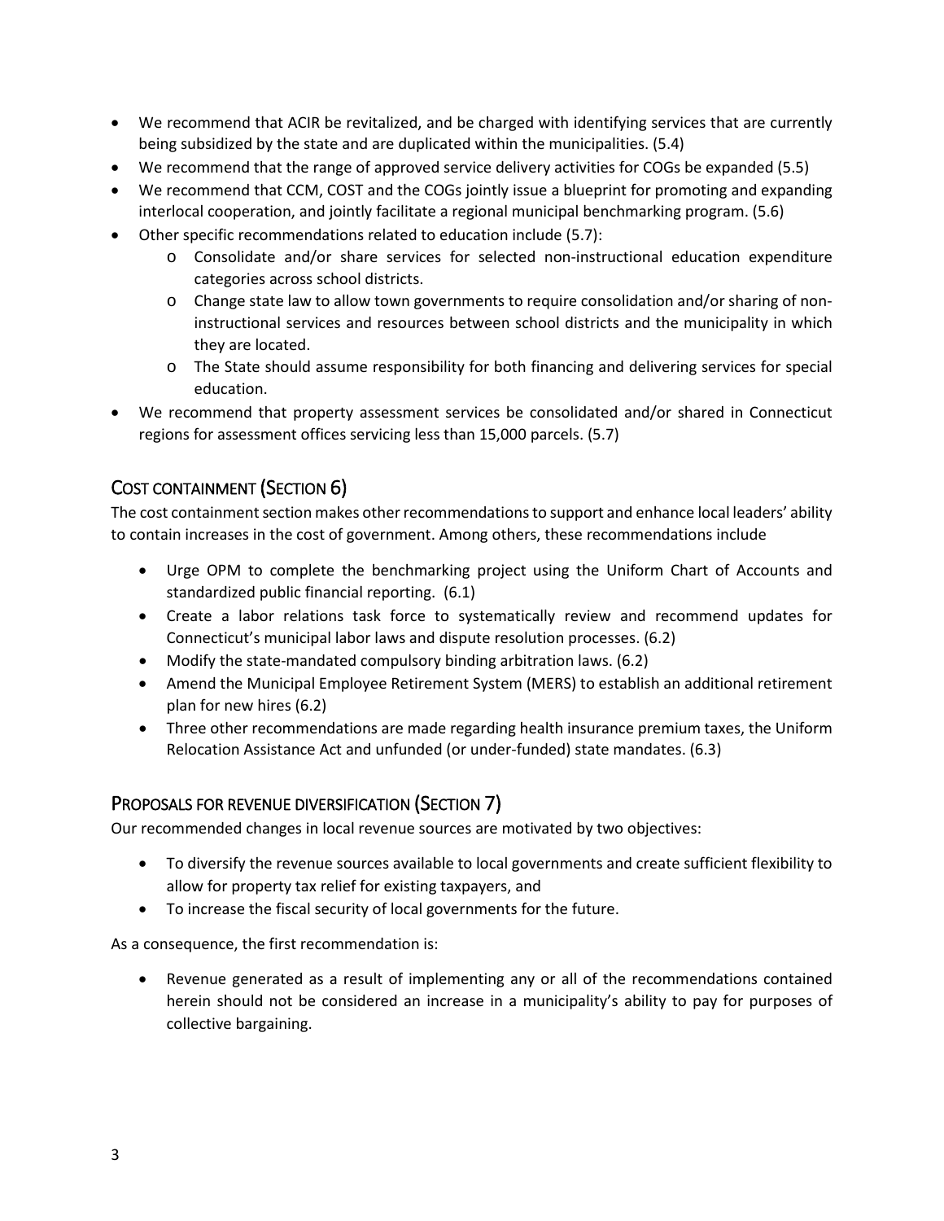- We recommend that ACIR be revitalized, and be charged with identifying services that are currently being subsidized by the state and are duplicated within the municipalities. (5.4)
- We recommend that the range of approved service delivery activities for COGs be expanded (5.5)
- We recommend that CCM, COST and the COGs jointly issue a blueprint for promoting and expanding interlocal cooperation, and jointly facilitate a regional municipal benchmarking program. (5.6)
- Other specific recommendations related to education include (5.7):
    - Consolidate and/or share services for selected non-instructional education expenditure categories across school districts.
    - Change state law to allow town governments to require consolidation and/or sharing of non-instructional services and resources between school districts and the municipality in which they are located.
    - The State should assume responsibility for both financing and delivering services for special education.
- We recommend that property assessment services be consolidated and/or shared in Connecticut regions for assessment offices servicing less than 15,000 parcels. (5.7)

## Cost containment (Section 6)

The cost containment section makes other recommendations to support and enhance local leaders' ability to contain increases in the cost of government. Among others, these recommendations include

- Urge OPM to complete the benchmarking project using the Uniform Chart of Accounts and standardized public financial reporting. (6.1)
- Create a labor relations task force to systematically review and recommend updates for Connecticut's municipal labor laws and dispute resolution processes. (6.2)
- Modify the state-mandated compulsory binding arbitration laws. (6.2)
- Amend the Municipal Employee Retirement System (MERS) to establish an additional retirement plan for new hires (6.2)
- Three other recommendations are made regarding health insurance premium taxes, the Uniform Relocation Assistance Act and unfunded (or under-funded) state mandates. (6.3)

## Proposals for revenue diversification (Section 7)

Our recommended changes in local revenue sources are motivated by two objectives:

- To diversify the revenue sources available to local governments and create sufficient flexibility to allow for property tax relief for existing taxpayers, and
- To increase the fiscal security of local governments for the future.

As a consequence, the first recommendation is:

- Revenue generated as a result of implementing any or all of the recommendations contained herein should not be considered an increase in a municipality's ability to pay for purposes of collective bargaining.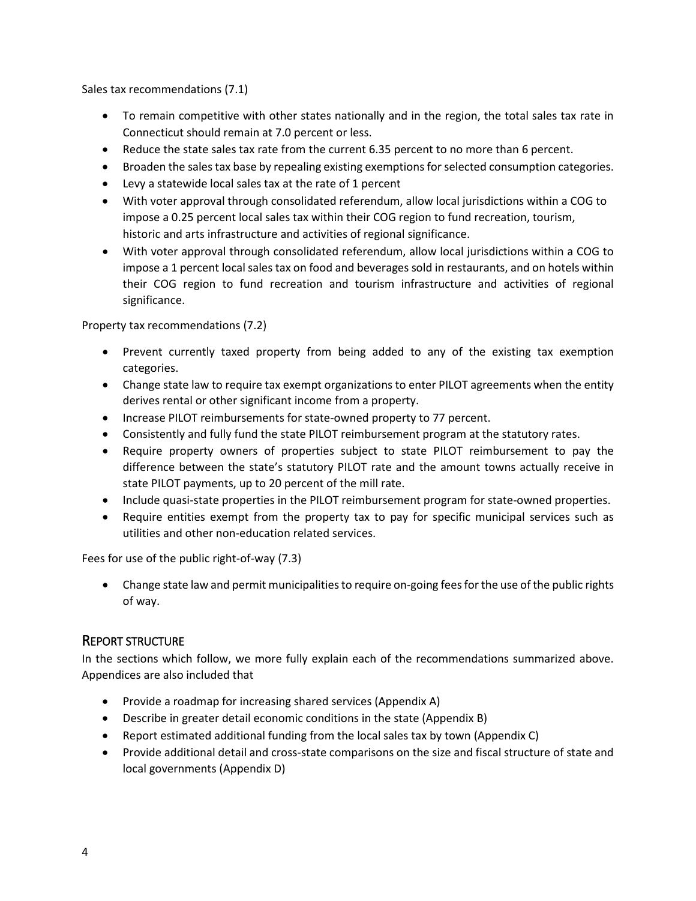Sales tax recommendations (7.1)

- To remain competitive with other states nationally and in the region, the total sales tax rate in Connecticut should remain at 7.0 percent or less.
- Reduce the state sales tax rate from the current 6.35 percent to no more than 6 percent.
- Broaden the sales tax base by repealing existing exemptions for selected consumption categories.
- Levy a statewide local sales tax at the rate of 1 percent
- With voter approval through consolidated referendum, allow local jurisdictions within a COG to impose a 0.25 percent local sales tax within their COG region to fund recreation, tourism, historic and arts infrastructure and activities of regional significance.
- With voter approval through consolidated referendum, allow local jurisdictions within a COG to impose a 1 percent local sales tax on food and beverages sold in restaurants, and on hotels within their COG region to fund recreation and tourism infrastructure and activities of regional significance.

Property tax recommendations (7.2)

- Prevent currently taxed property from being added to any of the existing tax exemption categories.
- Change state law to require tax exempt organizations to enter PILOT agreements when the entity derives rental or other significant income from a property.
- Increase PILOT reimbursements for state-owned property to 77 percent.
- Consistently and fully fund the state PILOT reimbursement program at the statutory rates.
- Require property owners of properties subject to state PILOT reimbursement to pay the difference between the state's statutory PILOT rate and the amount towns actually receive in state PILOT payments, up to 20 percent of the mill rate.
- Include quasi-state properties in the PILOT reimbursement program for state-owned properties.
- Require entities exempt from the property tax to pay for specific municipal services such as utilities and other non-education related services.

Fees for use of the public right-of-way (7.3)

- Change state law and permit municipalities to require on-going fees for the use of the public rights of way.

## Report Structure

In the sections which follow, we more fully explain each of the recommendations summarized above. Appendices are also included that

- Provide a roadmap for increasing shared services (Appendix A)
- Describe in greater detail economic conditions in the state (Appendix B)
- Report estimated additional funding from the local sales tax by town (Appendix C)
- Provide additional detail and cross-state comparisons on the size and fiscal structure of state and local governments (Appendix D)